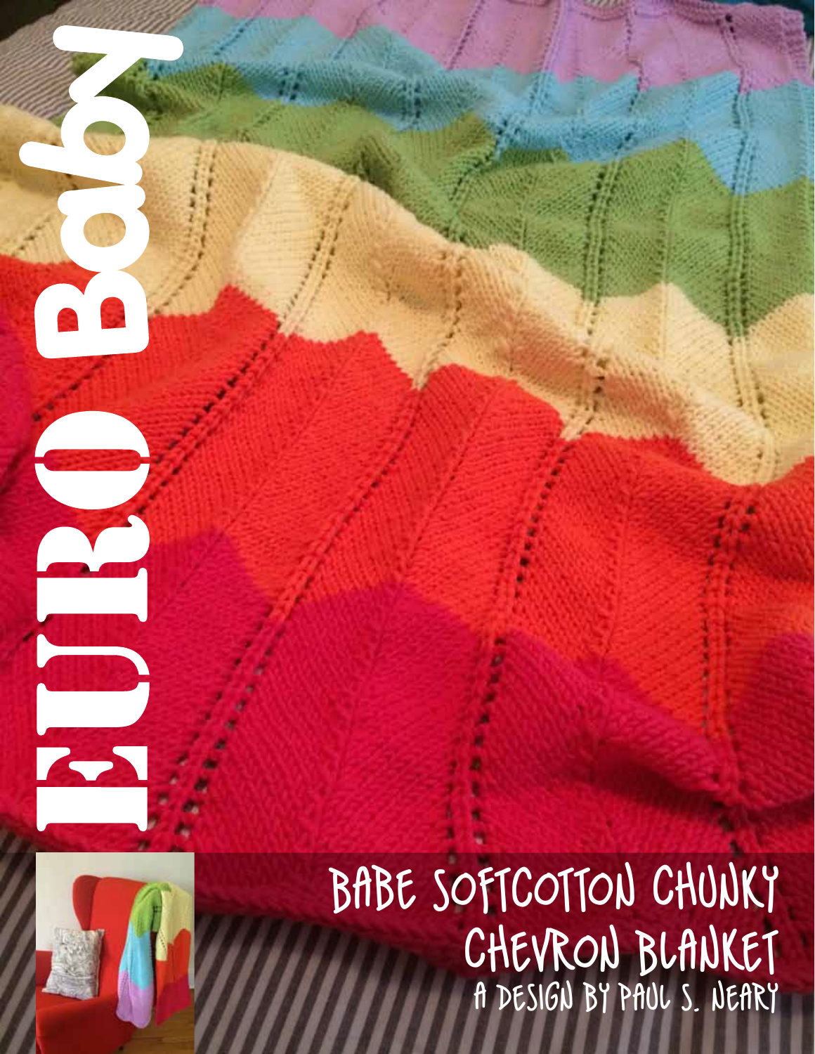# EURO Baby

## BABE SOFTCOTTON CHUNKY CHEVRON BLANKET

A DESIGN BY PAUL S. NEARY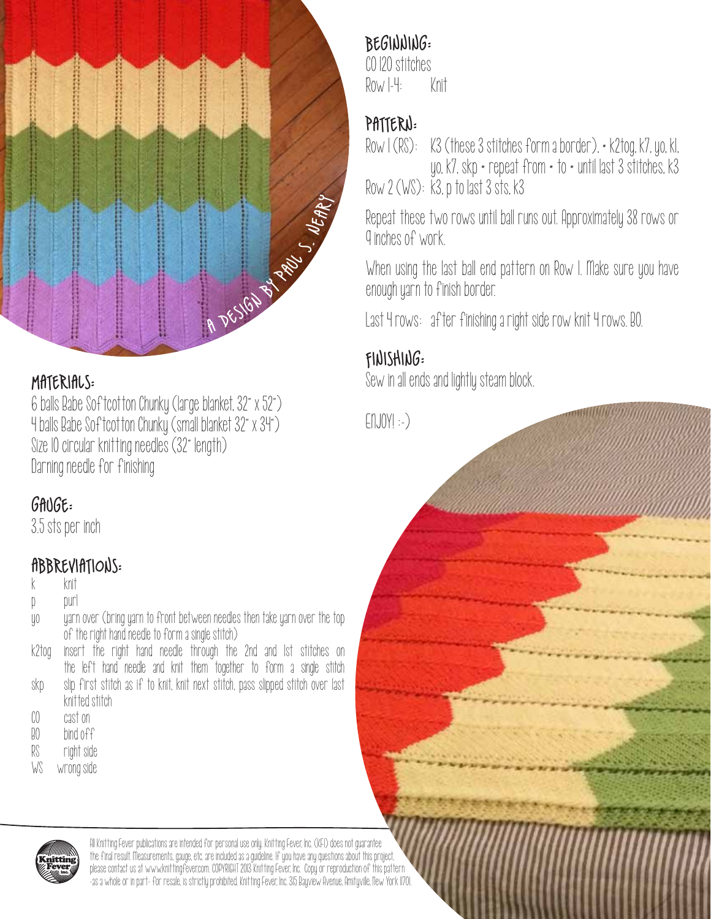A DESIGN BY PAUL S. NEARY

## MATERIALS:

6 balls Babe Softcotton Chunky (large blanket, 32" x 52")
4 balls Babe Softcotton Chunky (small blanket 32" x 34")
Size 10 circular knitting needles (32" length)
Darning needle for finishing

## GAUGE:

3.5 sts per inch

## ABBREVIATIONS:

- k — knit
- p — purl
- yo — yarn over (bring yarn to front between needles then take yarn over the top of the right hand needle to form a single stitch)
- k2tog — insert the right hand needle through the 2nd and 1st stitches on the left hand needle and knit them together to form a single stitch
- skp — slip first stitch as if to knit, knit next stitch, pass slipped stitch over last knitted stitch
- CO — cast on
- BO — bind off
- RS — right side
- WS — wrong side

## BEGINNING:

CO 120 stitches
Row 1-4: Knit

## PATTERN:

Row 1 (RS): K3 (these 3 stitches form a border), * k2tog, k7, yo, k1, yo, k7, skp * repeat from * to * until last 3 stitches, k3
Row 2 (WS): k3, p to last 3 sts, k3

Repeat these two rows until ball runs out. Approximately 38 rows or 9 inches of work.

When using the last ball end pattern on Row 1. Make sure you have enough yarn to finish border.

Last 4 rows: after finishing a right side row knit 4 rows. BO.

## FINISHING:

Sew in all ends and lightly steam block.

ENJOY! :-)

All Knitting Fever publications are intended for personal use only. Knitting Fever, Inc. (KFI) does not guarantee the final result. Measurements, gauge, etc. are included as a guideline. If you have any questions about this project, please contact us at www.knittingfever.com. COPYRIGHT 2013 Knitting Fever, Inc. Copy or reproduction of this pattern -as a whole or in part- for resale, is strictly prohibited. Knitting Fever, Inc. 315 Bayview Avenue, Amityville, New York 11701.